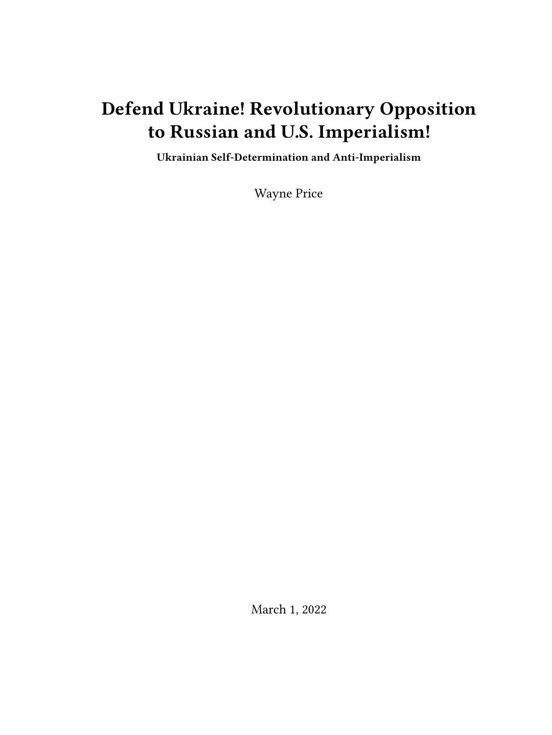# Defend Ukraine! Revolutionary Opposition to Russian and U.S. Imperialism!

**Ukrainian Self-Determination and Anti-Imperialism**

Wayne Price

March 1, 2022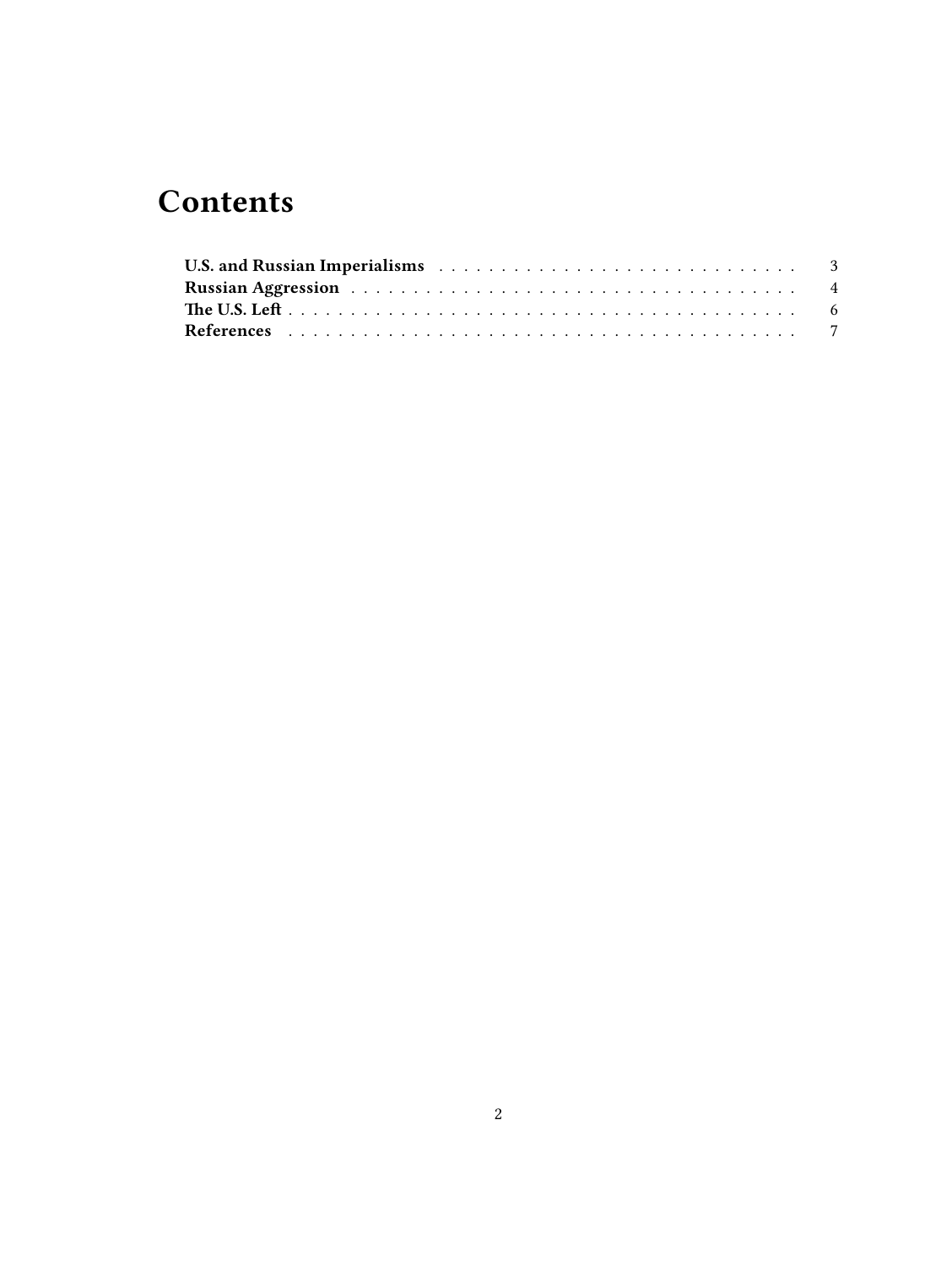# Contents

- **U.S. and Russian Imperialisms** . . . . . . . . . . . . . . . . . . . . . . . . . . . . . 3
- **Russian Aggression** . . . . . . . . . . . . . . . . . . . . . . . . . . . . . . . . . . . . 4
- **The U.S. Left** . . . . . . . . . . . . . . . . . . . . . . . . . . . . . . . . . . . . . . . . 6
- **References** . . . . . . . . . . . . . . . . . . . . . . . . . . . . . . . . . . . . . . . . . 7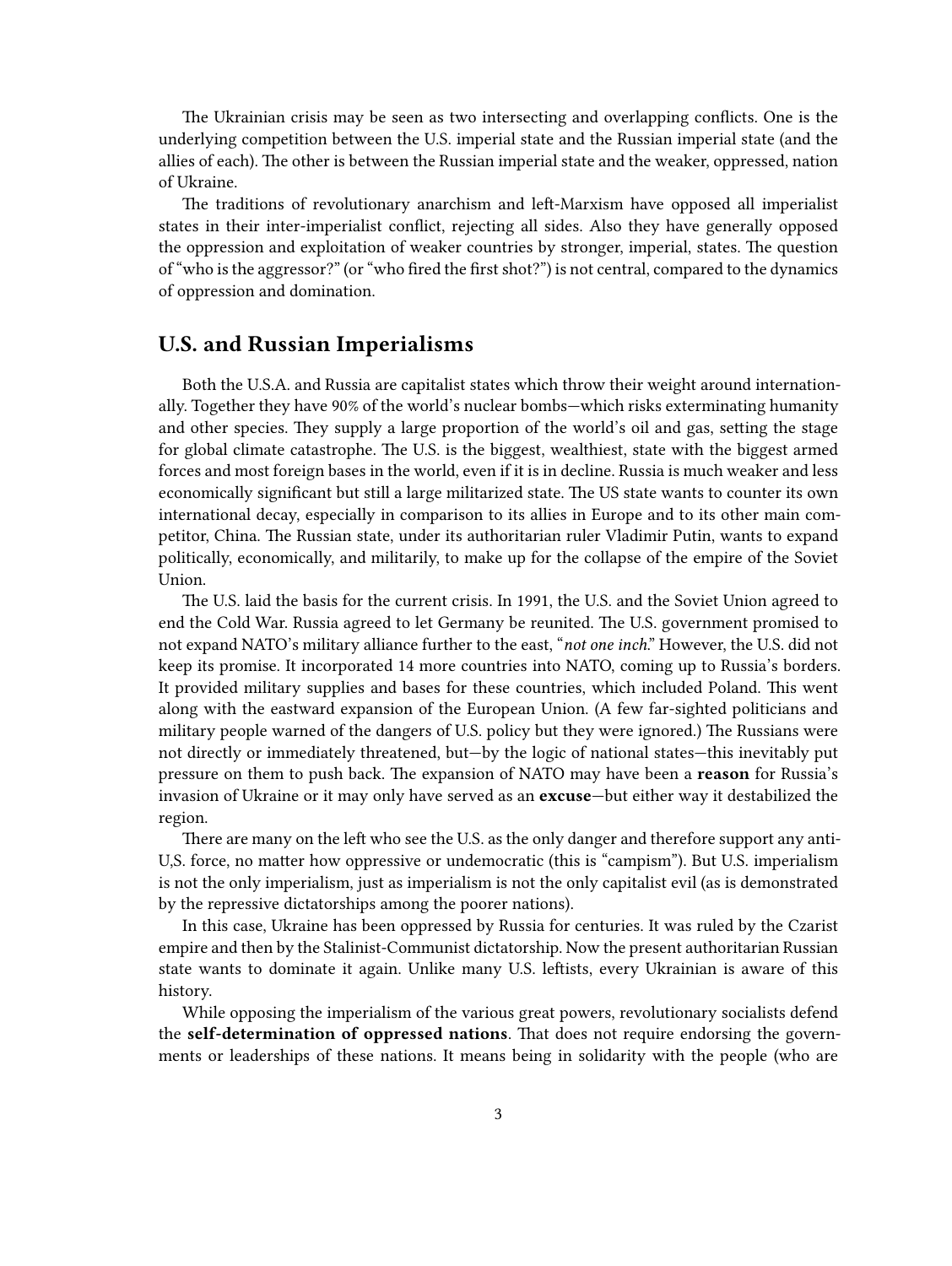The Ukrainian crisis may be seen as two intersecting and overlapping conflicts. One is the underlying competition between the U.S. imperial state and the Russian imperial state (and the allies of each). The other is between the Russian imperial state and the weaker, oppressed, nation of Ukraine.

The traditions of revolutionary anarchism and left-Marxism have opposed all imperialist states in their inter-imperialist conflict, rejecting all sides. Also they have generally opposed the oppression and exploitation of weaker countries by stronger, imperial, states. The question of "who is the aggressor?" (or "who fired the first shot?") is not central, compared to the dynamics of oppression and domination.

## U.S. and Russian Imperialisms

Both the U.S.A. and Russia are capitalist states which throw their weight around internationally. Together they have 90% of the world's nuclear bombs—which risks exterminating humanity and other species. They supply a large proportion of the world's oil and gas, setting the stage for global climate catastrophe. The U.S. is the biggest, wealthiest, state with the biggest armed forces and most foreign bases in the world, even if it is in decline. Russia is much weaker and less economically significant but still a large militarized state. The US state wants to counter its own international decay, especially in comparison to its allies in Europe and to its other main competitor, China. The Russian state, under its authoritarian ruler Vladimir Putin, wants to expand politically, economically, and militarily, to make up for the collapse of the empire of the Soviet Union.

The U.S. laid the basis for the current crisis. In 1991, the U.S. and the Soviet Union agreed to end the Cold War. Russia agreed to let Germany be reunited. The U.S. government promised to not expand NATO's military alliance further to the east, "*not one inch*." However, the U.S. did not keep its promise. It incorporated 14 more countries into NATO, coming up to Russia's borders. It provided military supplies and bases for these countries, which included Poland. This went along with the eastward expansion of the European Union. (A few far-sighted politicians and military people warned of the dangers of U.S. policy but they were ignored.) The Russians were not directly or immediately threatened, but—by the logic of national states—this inevitably put pressure on them to push back. The expansion of NATO may have been a **reason** for Russia's invasion of Ukraine or it may only have served as an **excuse**—but either way it destabilized the region.

There are many on the left who see the U.S. as the only danger and therefore support any anti-U,S. force, no matter how oppressive or undemocratic (this is "campism"). But U.S. imperialism is not the only imperialism, just as imperialism is not the only capitalist evil (as is demonstrated by the repressive dictatorships among the poorer nations).

In this case, Ukraine has been oppressed by Russia for centuries. It was ruled by the Czarist empire and then by the Stalinist-Communist dictatorship. Now the present authoritarian Russian state wants to dominate it again. Unlike many U.S. leftists, every Ukrainian is aware of this history.

While opposing the imperialism of the various great powers, revolutionary socialists defend the **self-determination of oppressed nations**. That does not require endorsing the governments or leaderships of these nations. It means being in solidarity with the people (who are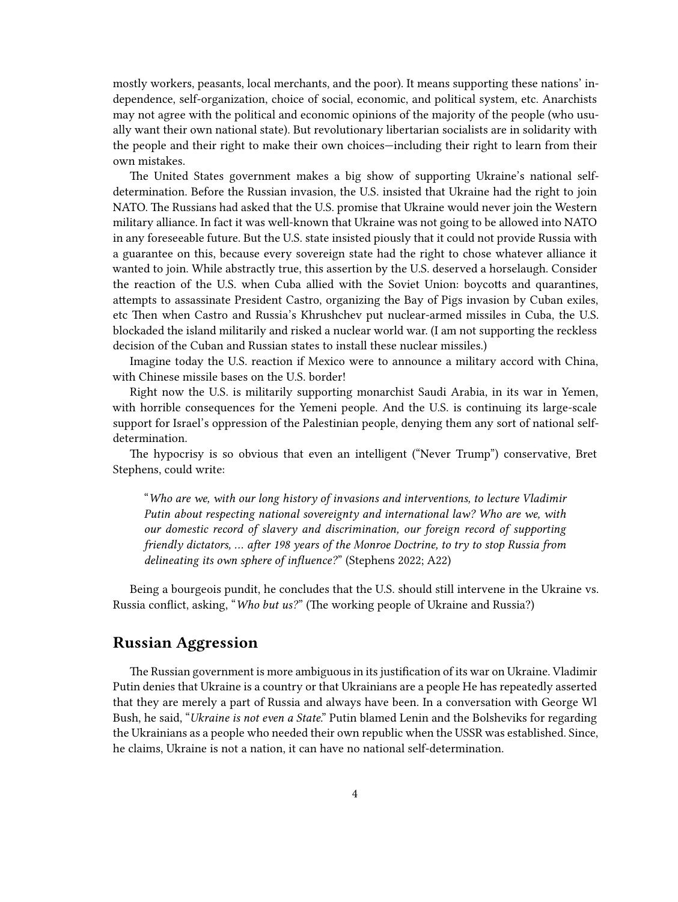mostly workers, peasants, local merchants, and the poor). It means supporting these nations' independence, self-organization, choice of social, economic, and political system, etc. Anarchists may not agree with the political and economic opinions of the majority of the people (who usually want their own national state). But revolutionary libertarian socialists are in solidarity with the people and their right to make their own choices—including their right to learn from their own mistakes.

The United States government makes a big show of supporting Ukraine's national self-determination. Before the Russian invasion, the U.S. insisted that Ukraine had the right to join NATO. The Russians had asked that the U.S. promise that Ukraine would never join the Western military alliance. In fact it was well-known that Ukraine was not going to be allowed into NATO in any foreseeable future. But the U.S. state insisted piously that it could not provide Russia with a guarantee on this, because every sovereign state had the right to chose whatever alliance it wanted to join. While abstractly true, this assertion by the U.S. deserved a horselaugh. Consider the reaction of the U.S. when Cuba allied with the Soviet Union: boycotts and quarantines, attempts to assassinate President Castro, organizing the Bay of Pigs invasion by Cuban exiles, etc Then when Castro and Russia's Khrushchev put nuclear-armed missiles in Cuba, the U.S. blockaded the island militarily and risked a nuclear world war. (I am not supporting the reckless decision of the Cuban and Russian states to install these nuclear missiles.)

Imagine today the U.S. reaction if Mexico were to announce a military accord with China, with Chinese missile bases on the U.S. border!

Right now the U.S. is militarily supporting monarchist Saudi Arabia, in its war in Yemen, with horrible consequences for the Yemeni people. And the U.S. is continuing its large-scale support for Israel's oppression of the Palestinian people, denying them any sort of national self-determination.

The hypocrisy is so obvious that even an intelligent ("Never Trump") conservative, Bret Stephens, could write:

> "*Who are we, with our long history of invasions and interventions, to lecture Vladimir Putin about respecting national sovereignty and international law? Who are we, with our domestic record of slavery and discrimination, our foreign record of supporting friendly dictators, … after 198 years of the Monroe Doctrine, to try to stop Russia from delineating its own sphere of influence?*" (Stephens 2022; A22)

Being a bourgeois pundit, he concludes that the U.S. should still intervene in the Ukraine vs. Russia conflict, asking, "*Who but us?*" (The working people of Ukraine and Russia?)

## Russian Aggression

The Russian government is more ambiguous in its justification of its war on Ukraine. Vladimir Putin denies that Ukraine is a country or that Ukrainians are a people He has repeatedly asserted that they are merely a part of Russia and always have been. In a conversation with George Wl Bush, he said, "*Ukraine is not even a State.*" Putin blamed Lenin and the Bolsheviks for regarding the Ukrainians as a people who needed their own republic when the USSR was established. Since, he claims, Ukraine is not a nation, it can have no national self-determination.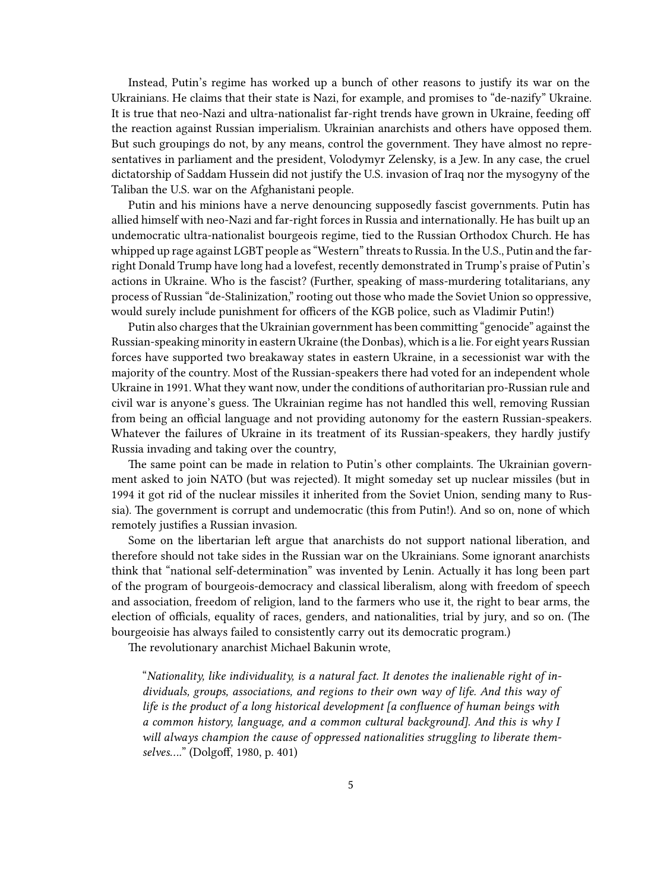Instead, Putin's regime has worked up a bunch of other reasons to justify its war on the Ukrainians. He claims that their state is Nazi, for example, and promises to "de-nazify" Ukraine. It is true that neo-Nazi and ultra-nationalist far-right trends have grown in Ukraine, feeding off the reaction against Russian imperialism. Ukrainian anarchists and others have opposed them. But such groupings do not, by any means, control the government. They have almost no representatives in parliament and the president, Volodymyr Zelensky, is a Jew. In any case, the cruel dictatorship of Saddam Hussein did not justify the U.S. invasion of Iraq nor the mysogyny of the Taliban the U.S. war on the Afghanistani people.

Putin and his minions have a nerve denouncing supposedly fascist governments. Putin has allied himself with neo-Nazi and far-right forces in Russia and internationally. He has built up an undemocratic ultra-nationalist bourgeois regime, tied to the Russian Orthodox Church. He has whipped up rage against LGBT people as "Western" threats to Russia. In the U.S., Putin and the far-right Donald Trump have long had a lovefest, recently demonstrated in Trump's praise of Putin's actions in Ukraine. Who is the fascist? (Further, speaking of mass-murdering totalitarians, any process of Russian "de-Stalinization," rooting out those who made the Soviet Union so oppressive, would surely include punishment for officers of the KGB police, such as Vladimir Putin!)

Putin also charges that the Ukrainian government has been committing "genocide" against the Russian-speaking minority in eastern Ukraine (the Donbas), which is a lie. For eight years Russian forces have supported two breakaway states in eastern Ukraine, in a secessionist war with the majority of the country. Most of the Russian-speakers there had voted for an independent whole Ukraine in 1991. What they want now, under the conditions of authoritarian pro-Russian rule and civil war is anyone's guess. The Ukrainian regime has not handled this well, removing Russian from being an official language and not providing autonomy for the eastern Russian-speakers. Whatever the failures of Ukraine in its treatment of its Russian-speakers, they hardly justify Russia invading and taking over the country,

The same point can be made in relation to Putin's other complaints. The Ukrainian government asked to join NATO (but was rejected). It might someday set up nuclear missiles (but in 1994 it got rid of the nuclear missiles it inherited from the Soviet Union, sending many to Russia). The government is corrupt and undemocratic (this from Putin!). And so on, none of which remotely justifies a Russian invasion.

Some on the libertarian left argue that anarchists do not support national liberation, and therefore should not take sides in the Russian war on the Ukrainians. Some ignorant anarchists think that "national self-determination" was invented by Lenin. Actually it has long been part of the program of bourgeois-democracy and classical liberalism, along with freedom of speech and association, freedom of religion, land to the farmers who use it, the right to bear arms, the election of officials, equality of races, genders, and nationalities, trial by jury, and so on. (The bourgeoisie has always failed to consistently carry out its democratic program.)

The revolutionary anarchist Michael Bakunin wrote,

> "*Nationality, like individuality, is a natural fact. It denotes the inalienable right of individuals, groups, associations, and regions to their own way of life. And this way of life is the product of a long historical development [a confluence of human beings with a common history, language, and a common cultural background]. And this is why I will always champion the cause of oppressed nationalities struggling to liberate themselves….*" (Dolgoff, 1980, p. 401)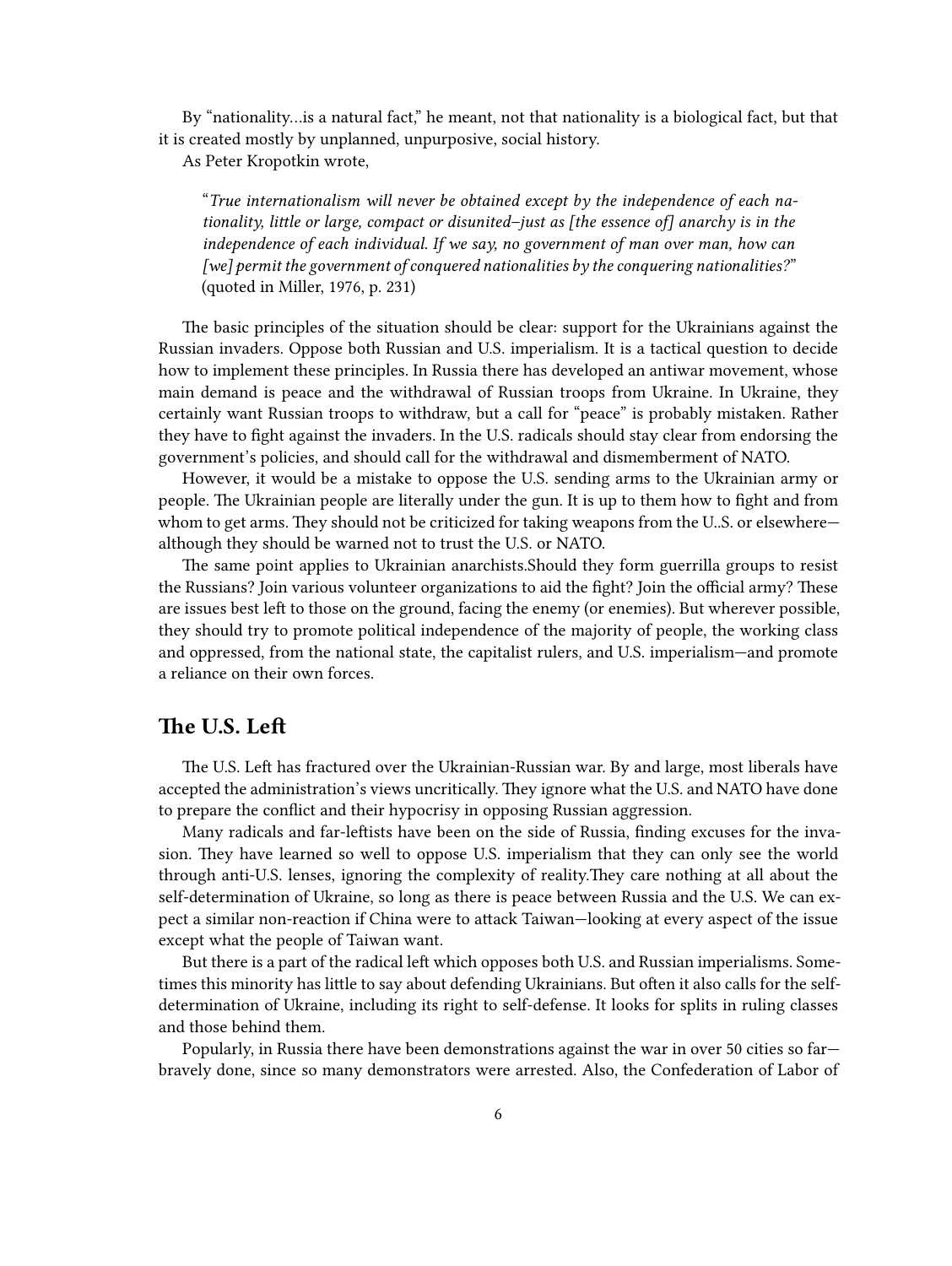By "nationality…is a natural fact," he meant, not that nationality is a biological fact, but that it is created mostly by unplanned, unpurposive, social history.

As Peter Kropotkin wrote,

> "*True internationalism will never be obtained except by the independence of each nationality, little or large, compact or disunited–just as [the essence of] anarchy is in the independence of each individual. If we say, no government of man over man, how can [we] permit the government of conquered nationalities by the conquering nationalities?*" (quoted in Miller, 1976, p. 231)

The basic principles of the situation should be clear: support for the Ukrainians against the Russian invaders. Oppose both Russian and U.S. imperialism. It is a tactical question to decide how to implement these principles. In Russia there has developed an antiwar movement, whose main demand is peace and the withdrawal of Russian troops from Ukraine. In Ukraine, they certainly want Russian troops to withdraw, but a call for "peace" is probably mistaken. Rather they have to fight against the invaders. In the U.S. radicals should stay clear from endorsing the government's policies, and should call for the withdrawal and dismemberment of NATO.

However, it would be a mistake to oppose the U.S. sending arms to the Ukrainian army or people. The Ukrainian people are literally under the gun. It is up to them how to fight and from whom to get arms. They should not be criticized for taking weapons from the U..S. or elsewhere—although they should be warned not to trust the U.S. or NATO.

The same point applies to Ukrainian anarchists.Should they form guerrilla groups to resist the Russians? Join various volunteer organizations to aid the fight? Join the official army? These are issues best left to those on the ground, facing the enemy (or enemies). But wherever possible, they should try to promote political independence of the majority of people, the working class and oppressed, from the national state, the capitalist rulers, and U.S. imperialism—and promote a reliance on their own forces.

## The U.S. Left

The U.S. Left has fractured over the Ukrainian-Russian war. By and large, most liberals have accepted the administration's views uncritically. They ignore what the U.S. and NATO have done to prepare the conflict and their hypocrisy in opposing Russian aggression.

Many radicals and far-leftists have been on the side of Russia, finding excuses for the invasion. They have learned so well to oppose U.S. imperialism that they can only see the world through anti-U.S. lenses, ignoring the complexity of reality.They care nothing at all about the self-determination of Ukraine, so long as there is peace between Russia and the U.S. We can expect a similar non-reaction if China were to attack Taiwan—looking at every aspect of the issue except what the people of Taiwan want.

But there is a part of the radical left which opposes both U.S. and Russian imperialisms. Sometimes this minority has little to say about defending Ukrainians. But often it also calls for the self-determination of Ukraine, including its right to self-defense. It looks for splits in ruling classes and those behind them.

Popularly, in Russia there have been demonstrations against the war in over 50 cities so far—bravely done, since so many demonstrators were arrested. Also, the Confederation of Labor of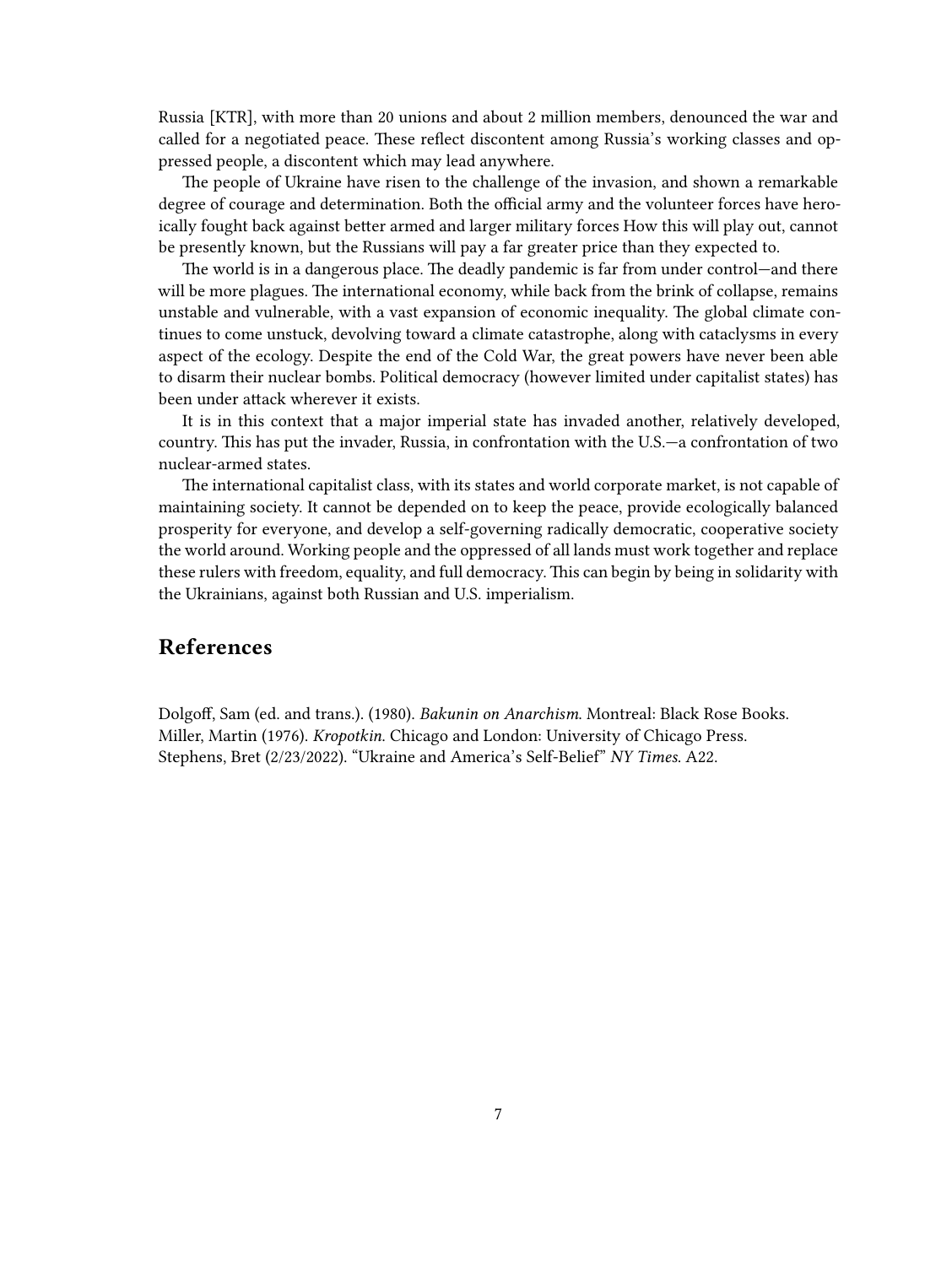Russia [KTR], with more than 20 unions and about 2 million members, denounced the war and called for a negotiated peace. These reflect discontent among Russia's working classes and oppressed people, a discontent which may lead anywhere.

The people of Ukraine have risen to the challenge of the invasion, and shown a remarkable degree of courage and determination. Both the official army and the volunteer forces have heroically fought back against better armed and larger military forces How this will play out, cannot be presently known, but the Russians will pay a far greater price than they expected to.

The world is in a dangerous place. The deadly pandemic is far from under control—and there will be more plagues. The international economy, while back from the brink of collapse, remains unstable and vulnerable, with a vast expansion of economic inequality. The global climate continues to come unstuck, devolving toward a climate catastrophe, along with cataclysms in every aspect of the ecology. Despite the end of the Cold War, the great powers have never been able to disarm their nuclear bombs. Political democracy (however limited under capitalist states) has been under attack wherever it exists.

It is in this context that a major imperial state has invaded another, relatively developed, country. This has put the invader, Russia, in confrontation with the U.S.—a confrontation of two nuclear-armed states.

The international capitalist class, with its states and world corporate market, is not capable of maintaining society. It cannot be depended on to keep the peace, provide ecologically balanced prosperity for everyone, and develop a self-governing radically democratic, cooperative society the world around. Working people and the oppressed of all lands must work together and replace these rulers with freedom, equality, and full democracy. This can begin by being in solidarity with the Ukrainians, against both Russian and U.S. imperialism.

## References

Dolgoff, Sam (ed. and trans.). (1980). *Bakunin on Anarchism.* Montreal: Black Rose Books.
Miller, Martin (1976). *Kropotkin.* Chicago and London: University of Chicago Press.
Stephens, Bret (2/23/2022). "Ukraine and America's Self-Belief" *NY Times.* A22.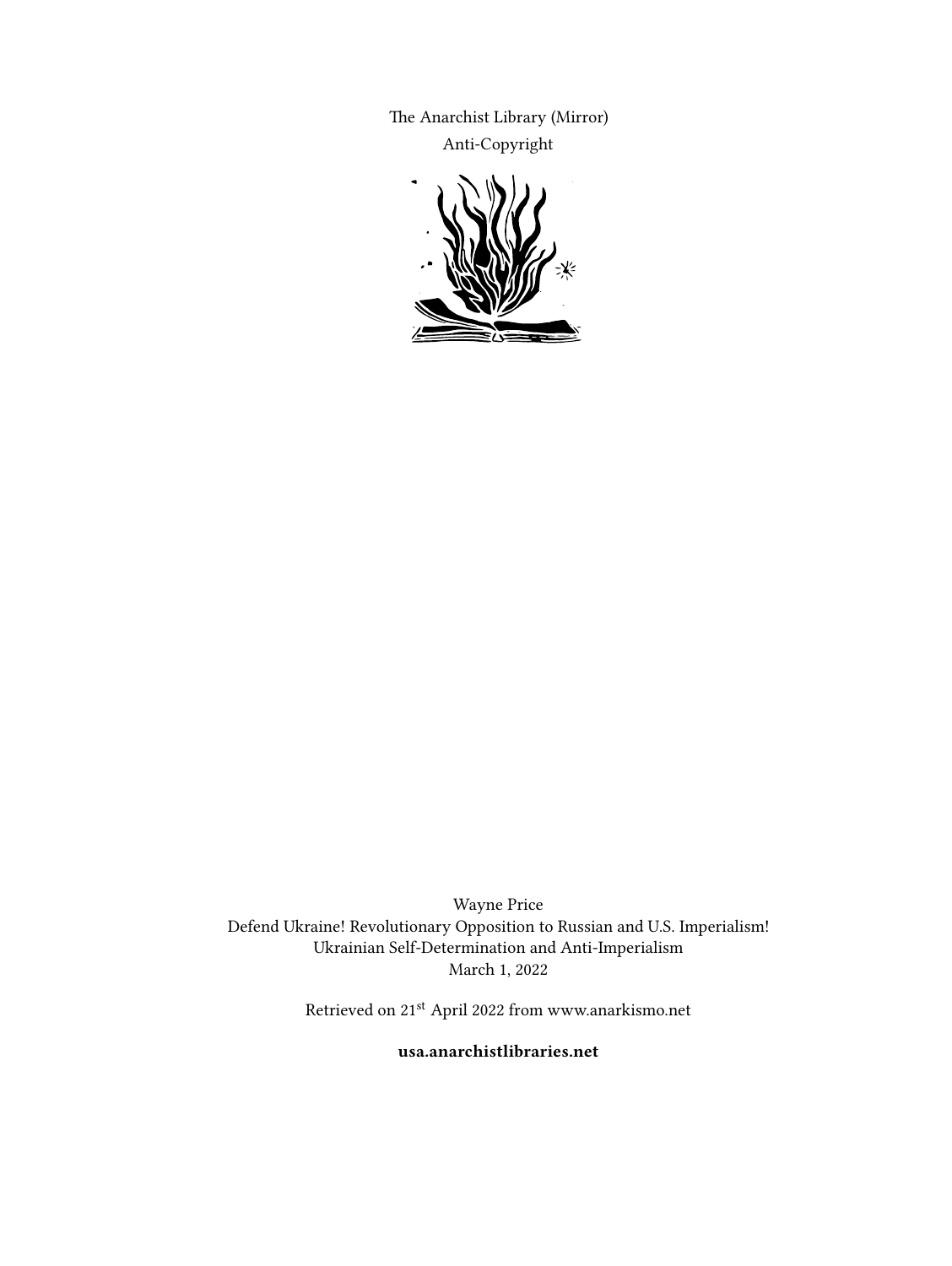The Anarchist Library (Mirror)
Anti-Copyright

Wayne Price
Defend Ukraine! Revolutionary Opposition to Russian and U.S. Imperialism!
Ukrainian Self-Determination and Anti-Imperialism
March 1, 2022

Retrieved on 21st April 2022 from www.anarkismo.net

**usa.anarchistlibraries.net**